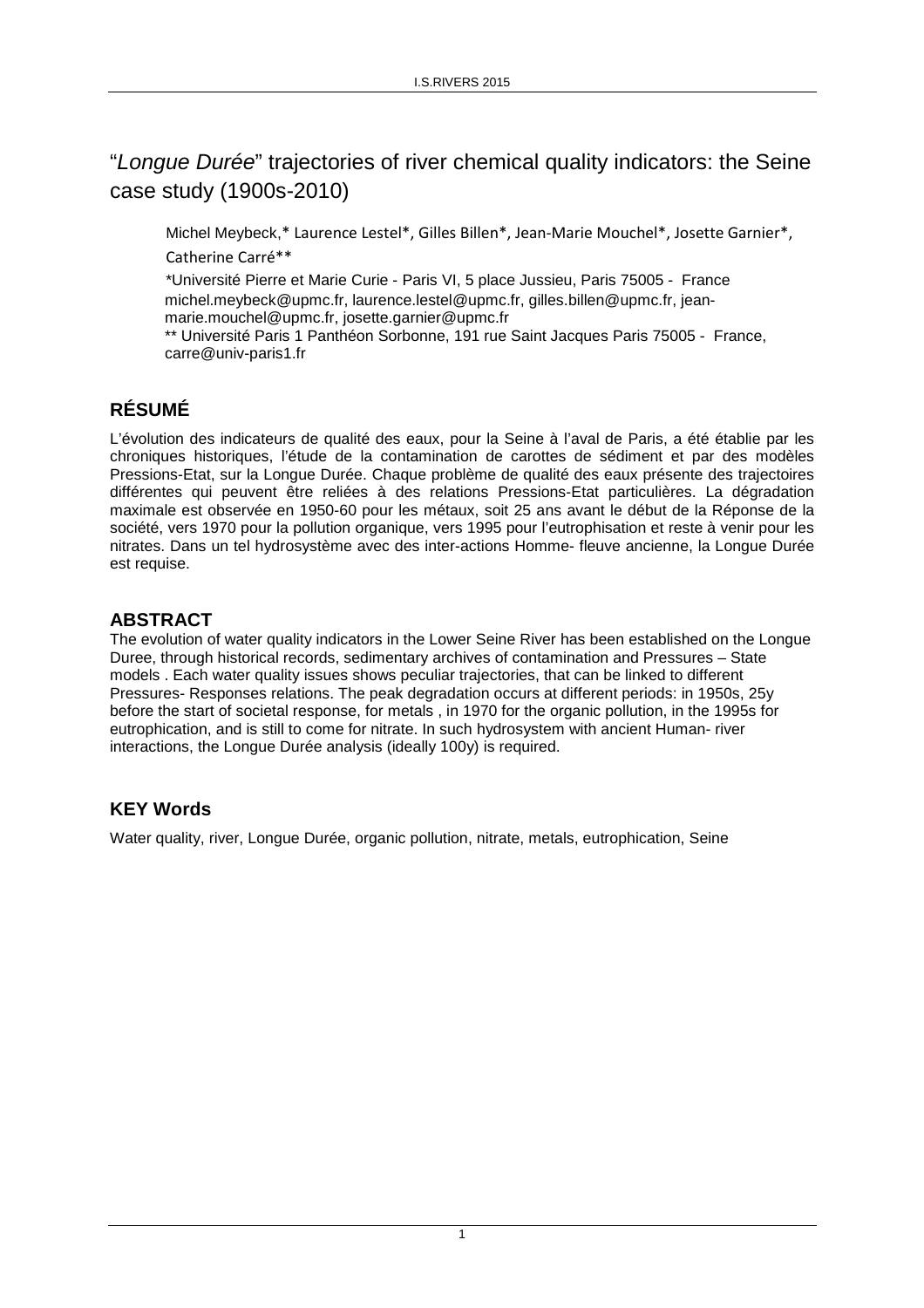# "*Longue Durée*" trajectories of river chemical quality indicators: the Seine case study (1900s-2010)

Michel Meybeck,* Laurence Lestel*, Gilles Billen*, Jean-Marie Mouchel*, Josette Garnier*, Catherine Carré**

*Université Pierre et Marie Curie - Paris VI, 5 place Jussieu, Paris 75005 - France
michel.meybeck@upmc.fr, laurence.lestel@upmc.fr, gilles.billen@upmc.fr, jean-marie.mouchel@upmc.fr, josette.garnier@upmc.fr
** Université Paris 1 Panthéon Sorbonne, 191 rue Saint Jacques Paris 75005 - France, carre@univ-paris1.fr

## RÉSUMÉ

L'évolution des indicateurs de qualité des eaux, pour la Seine à l'aval de Paris, a été établie par les chroniques historiques, l'étude de la contamination de carottes de sédiment et par des modèles Pressions-Etat, sur la Longue Durée. Chaque problème de qualité des eaux présente des trajectoires différentes qui peuvent être reliées à des relations Pressions-Etat particulières. La dégradation maximale est observée en 1950-60 pour les métaux, soit 25 ans avant le début de la Réponse de la société, vers 1970 pour la pollution organique, vers 1995 pour l'eutrophisation et reste à venir pour les nitrates. Dans un tel hydrosystème avec des inter-actions Homme- fleuve ancienne, la Longue Durée est requise.

## ABSTRACT

The evolution of water quality indicators in the Lower Seine River has been established on the Longue Duree, through historical records, sedimentary archives of contamination and Pressures – State models . Each water quality issues shows peculiar trajectories, that can be linked to different Pressures- Responses relations. The peak degradation occurs at different periods: in 1950s, 25y before the start of societal response, for metals , in 1970 for the organic pollution, in the 1995s for eutrophication, and is still to come for nitrate. In such hydrosystem with ancient Human- river interactions, the Longue Durée analysis (ideally 100y) is required.

## KEY Words

Water quality, river, Longue Durée, organic pollution, nitrate, metals, eutrophication, Seine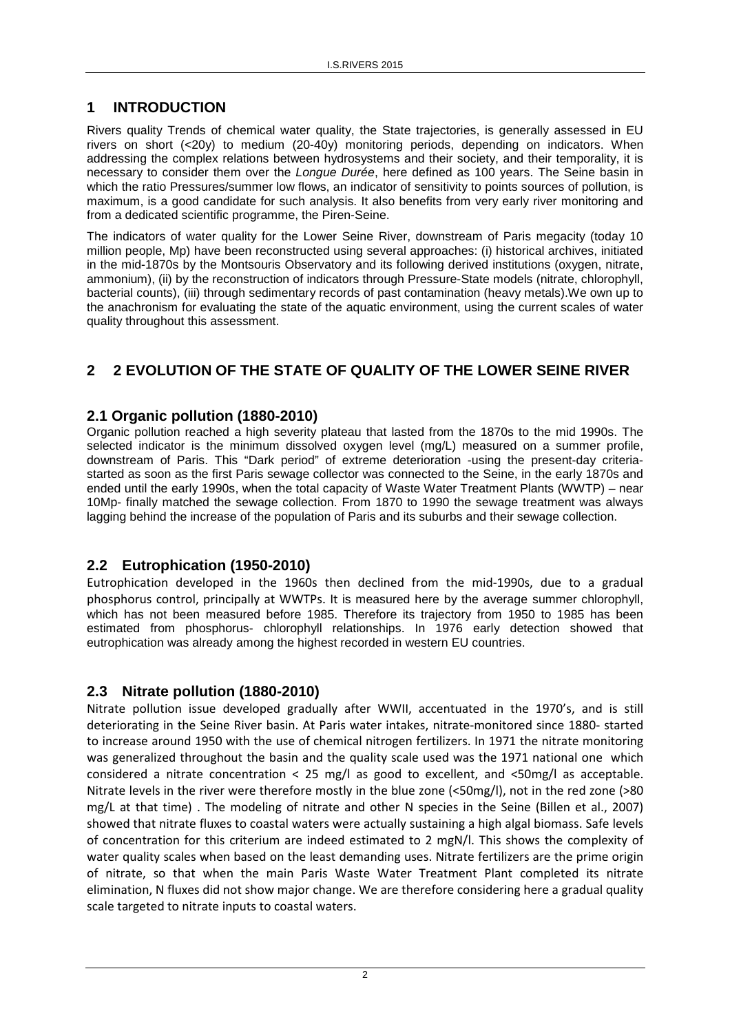# 1 INTRODUCTION

Rivers quality Trends of chemical water quality, the State trajectories, is generally assessed in EU rivers on short (<20y) to medium (20-40y) monitoring periods, depending on indicators. When addressing the complex relations between hydrosystems and their society, and their temporality, it is necessary to consider them over the *Longue Durée*, here defined as 100 years. The Seine basin in which the ratio Pressures/summer low flows, an indicator of sensitivity to points sources of pollution, is maximum, is a good candidate for such analysis. It also benefits from very early river monitoring and from a dedicated scientific programme, the Piren-Seine.

The indicators of water quality for the Lower Seine River, downstream of Paris megacity (today 10 million people, Mp) have been reconstructed using several approaches: (i) historical archives, initiated in the mid-1870s by the Montsouris Observatory and its following derived institutions (oxygen, nitrate, ammonium), (ii) by the reconstruction of indicators through Pressure-State models (nitrate, chlorophyll, bacterial counts), (iii) through sedimentary records of past contamination (heavy metals).We own up to the anachronism for evaluating the state of the aquatic environment, using the current scales of water quality throughout this assessment.

# 2 2 EVOLUTION OF THE STATE OF QUALITY OF THE LOWER SEINE RIVER

## 2.1 Organic pollution (1880-2010)

Organic pollution reached a high severity plateau that lasted from the 1870s to the mid 1990s. The selected indicator is the minimum dissolved oxygen level (mg/L) measured on a summer profile, downstream of Paris. This "Dark period" of extreme deterioration -using the present-day criteria- started as soon as the first Paris sewage collector was connected to the Seine, in the early 1870s and ended until the early 1990s, when the total capacity of Waste Water Treatment Plants (WWTP) – near 10Mp- finally matched the sewage collection. From 1870 to 1990 the sewage treatment was always lagging behind the increase of the population of Paris and its suburbs and their sewage collection.

## 2.2 Eutrophication (1950-2010)

Eutrophication developed in the 1960s then declined from the mid-1990s, due to a gradual phosphorus control, principally at WWTPs. It is measured here by the average summer chlorophyll, which has not been measured before 1985. Therefore its trajectory from 1950 to 1985 has been estimated from phosphorus- chlorophyll relationships. In 1976 early detection showed that eutrophication was already among the highest recorded in western EU countries.

## 2.3 Nitrate pollution (1880-2010)

Nitrate pollution issue developed gradually after WWII, accentuated in the 1970's, and is still deteriorating in the Seine River basin. At Paris water intakes, nitrate-monitored since 1880- started to increase around 1950 with the use of chemical nitrogen fertilizers. In 1971 the nitrate monitoring was generalized throughout the basin and the quality scale used was the 1971 national one which considered a nitrate concentration < 25 mg/l as good to excellent, and <50mg/l as acceptable. Nitrate levels in the river were therefore mostly in the blue zone (<50mg/l), not in the red zone (>80 mg/L at that time) . The modeling of nitrate and other N species in the Seine (Billen et al., 2007) showed that nitrate fluxes to coastal waters were actually sustaining a high algal biomass. Safe levels of concentration for this criterium are indeed estimated to 2 mgN/l. This shows the complexity of water quality scales when based on the least demanding uses. Nitrate fertilizers are the prime origin of nitrate, so that when the main Paris Waste Water Treatment Plant completed its nitrate elimination, N fluxes did not show major change. We are therefore considering here a gradual quality scale targeted to nitrate inputs to coastal waters.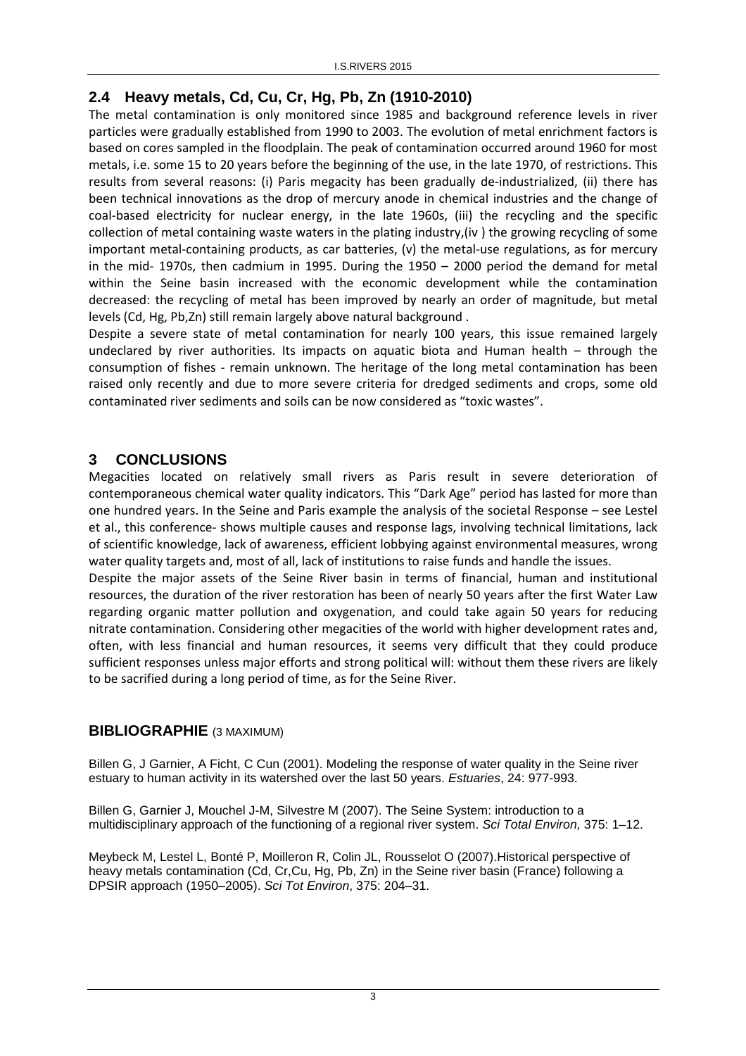## 2.4 Heavy metals, Cd, Cu, Cr, Hg, Pb, Zn (1910-2010)

The metal contamination is only monitored since 1985 and background reference levels in river particles were gradually established from 1990 to 2003. The evolution of metal enrichment factors is based on cores sampled in the floodplain. The peak of contamination occurred around 1960 for most metals, i.e. some 15 to 20 years before the beginning of the use, in the late 1970, of restrictions. This results from several reasons: (i) Paris megacity has been gradually de-industrialized, (ii) there has been technical innovations as the drop of mercury anode in chemical industries and the change of coal-based electricity for nuclear energy, in the late 1960s, (iii) the recycling and the specific collection of metal containing waste waters in the plating industry,(iv ) the growing recycling of some important metal-containing products, as car batteries, (v) the metal-use regulations, as for mercury in the mid- 1970s, then cadmium in 1995. During the 1950 – 2000 period the demand for metal within the Seine basin increased with the economic development while the contamination decreased: the recycling of metal has been improved by nearly an order of magnitude, but metal levels (Cd, Hg, Pb,Zn) still remain largely above natural background .

Despite a severe state of metal contamination for nearly 100 years, this issue remained largely undeclared by river authorities. Its impacts on aquatic biota and Human health – through the consumption of fishes - remain unknown. The heritage of the long metal contamination has been raised only recently and due to more severe criteria for dredged sediments and crops, some old contaminated river sediments and soils can be now considered as "toxic wastes".

# 3 CONCLUSIONS

Megacities located on relatively small rivers as Paris result in severe deterioration of contemporaneous chemical water quality indicators. This "Dark Age" period has lasted for more than one hundred years. In the Seine and Paris example the analysis of the societal Response – see Lestel et al., this conference- shows multiple causes and response lags, involving technical limitations, lack of scientific knowledge, lack of awareness, efficient lobbying against environmental measures, wrong water quality targets and, most of all, lack of institutions to raise funds and handle the issues.

Despite the major assets of the Seine River basin in terms of financial, human and institutional resources, the duration of the river restoration has been of nearly 50 years after the first Water Law regarding organic matter pollution and oxygenation, and could take again 50 years for reducing nitrate contamination. Considering other megacities of the world with higher development rates and, often, with less financial and human resources, it seems very difficult that they could produce sufficient responses unless major efforts and strong political will: without them these rivers are likely to be sacrified during a long period of time, as for the Seine River.

# BIBLIOGRAPHIE (3 MAXIMUM)

Billen G, J Garnier, A Ficht, C Cun (2001). Modeling the response of water quality in the Seine river estuary to human activity in its watershed over the last 50 years. *Estuaries*, 24: 977-993.

Billen G, Garnier J, Mouchel J-M, Silvestre M (2007). The Seine System: introduction to a multidisciplinary approach of the functioning of a regional river system. *Sci Total Environ*, 375: 1–12.

Meybeck M, Lestel L, Bonté P, Moilleron R, Colin JL, Rousselot O (2007).Historical perspective of heavy metals contamination (Cd, Cr,Cu, Hg, Pb, Zn) in the Seine river basin (France) following a DPSIR approach (1950–2005). *Sci Tot Environ*, 375: 204–31.